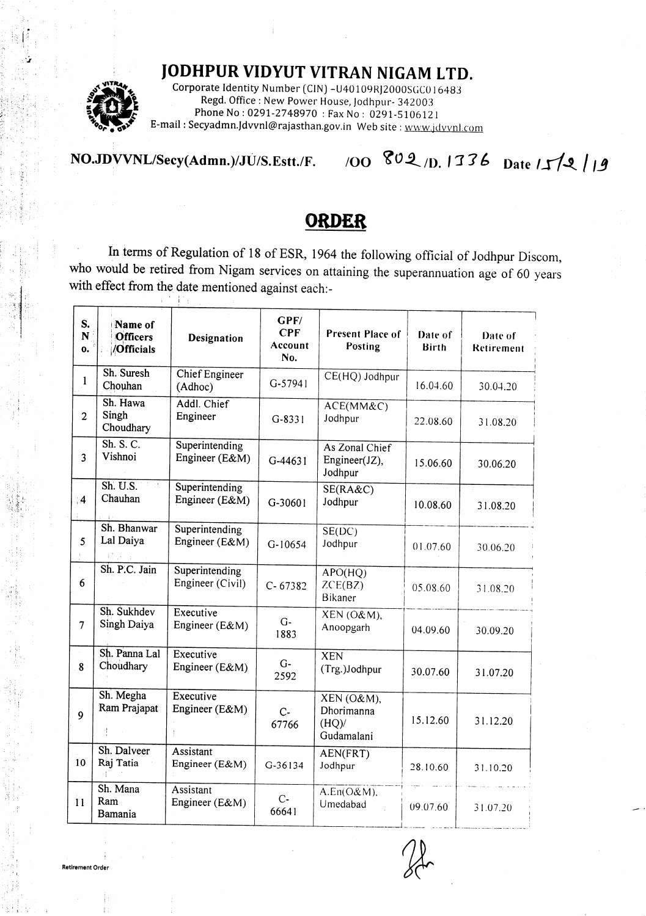# JODHPUR VIDYUT VITRAN NIGAM LTD.

Corporate Identity Number (CIN) -U40109RJ2000SGC016483
Regd. Office : New Power House, Jodhpur- 342003
Phone No : 0291-2748970 : Fax No : 0291-5106121
E-mail : Secyadmn.Jdvvnl@rajasthan.gov.in Web site : www.jdvvnl.com

**NO.JDVVNL/Secy(Admn.)/JU/S.Estt./F. /OO 802 /D. 1336 Date 15/2/19**

## ORDER

In terms of Regulation of 18 of ESR, 1964 the following official of Jodhpur Discom, who would be retired from Nigam services on attaining the superannuation age of 60 years with effect from the date mentioned against each:-

| S. No. | Name of Officers /Officials | Designation | GPF/ CPF Account No. | Present Place of Posting | Date of Birth | Date of Retirement |
|---|---|---|---|---|---|---|
| 1 | Sh. Suresh Chouhan | Chief Engineer (Adhoc) | G-57941 | CE(HQ) Jodhpur | 16.04.60 | 30.04.20 |
| 2 | Sh. Hawa Singh Choudhary | Addl. Chief Engineer | G-8331 | ACE(MM&C) Jodhpur | 22.08.60 | 31.08.20 |
| 3 | Sh. S. C. Vishnoi | Superintending Engineer (E&M) | G-44631 | As Zonal Chief Engineer(JZ), Jodhpur | 15.06.60 | 30.06.20 |
| 4 | Sh. U.S. Chauhan | Superintending Engineer (E&M) | G-30601 | SE(RA&C) Jodhpur | 10.08.60 | 31.08.20 |
| 5 | Sh. Bhanwar Lal Daiya | Superintending Engineer (E&M) | G-10654 | SE(DC) Jodhpur | 01.07.60 | 30.06.20 |
| 6 | Sh. P.C. Jain | Superintending Engineer (Civil) | C- 67382 | APO(HQ) ZCE(BZ) Bikaner | 05.08.60 | 31.08.20 |
| 7 | Sh. Sukhdev Singh Daiya | Executive Engineer (E&M) | G-1883 | XEN (O&M), Anoopgarh | 04.09.60 | 30.09.20 |
| 8 | Sh. Panna Lal Choudhary | Executive Engineer (E&M) | G-2592 | XEN (Trg.)Jodhpur | 30.07.60 | 31.07.20 |
| 9 | Sh. Megha Ram Prajapat | Executive Engineer (E&M) | C-67766 | XEN (O&M), Dhorimanna (HQ)/ Gudamalani | 15.12.60 | 31.12.20 |
| 10 | Sh. Dalveer Raj Tatia | Assistant Engineer (E&M) | G-36134 | AEN(FRT) Jodhpur | 28.10.60 | 31.10.20 |
| 11 | Sh. Mana Ram Bamania | Assistant Engineer (E&M) | C-66641 | A.En(O&M), Umedabad | 09.07.60 | 31.07.20 |

Retirement Order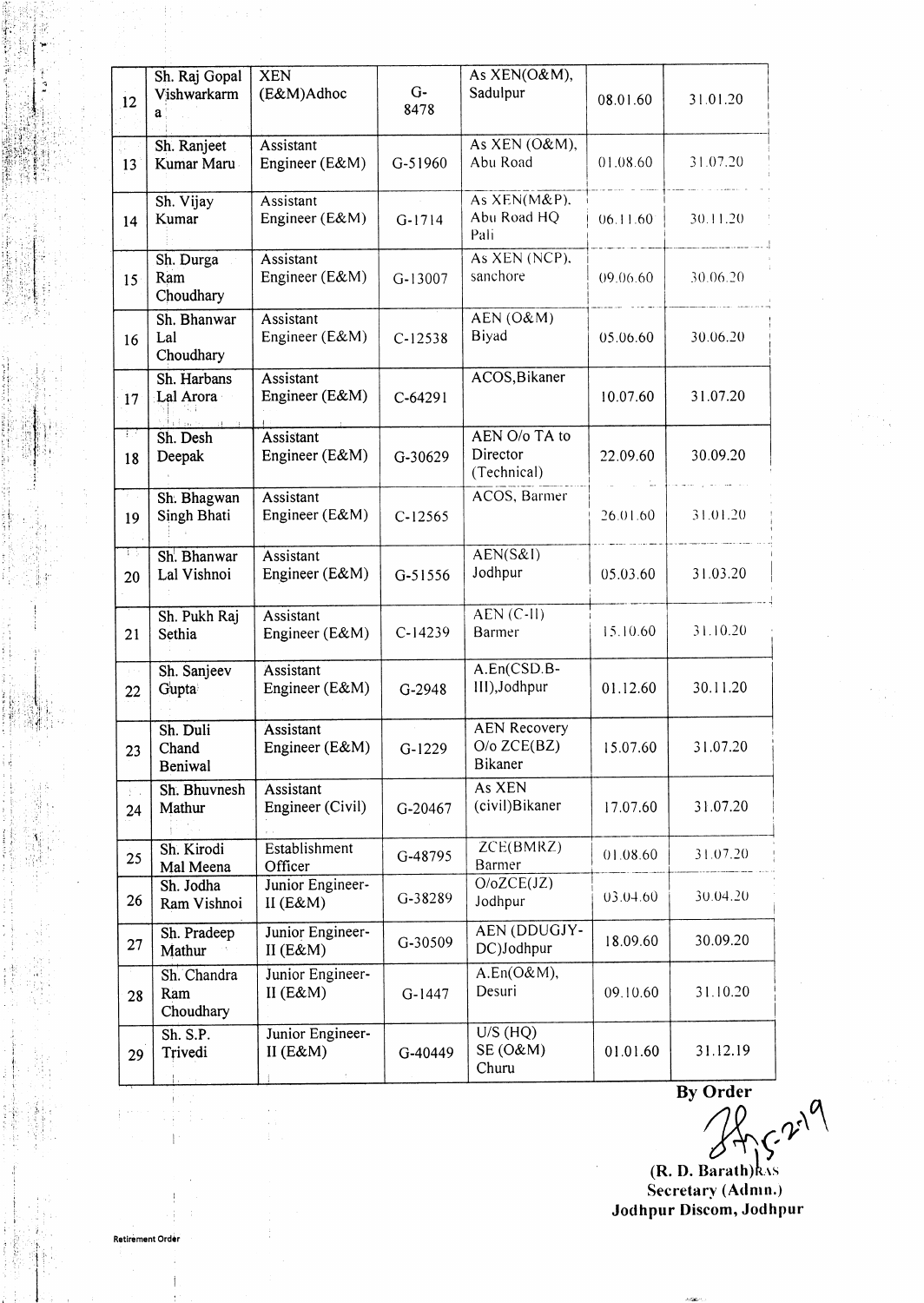| 12 | Sh. Raj Gopal Vishwarkarma | XEN (E&M)Adhoc | G-8478 | As XEN(O&M), Sadulpur | 08.01.60 | 31.01.20 |
|---|---|---|---|---|---|---|
| 13 | Sh. Ranjeet Kumar Maru | Assistant Engineer (E&M) | G-51960 | As XEN (O&M), Abu Road | 01.08.60 | 31.07.20 |
| 14 | Sh. Vijay Kumar | Assistant Engineer (E&M) | G-1714 | As XEN(M&P), Abu Road HQ Pali | 06.11.60 | 30.11.20 |
| 15 | Sh. Durga Ram Choudhary | Assistant Engineer (E&M) | G-13007 | As XEN (NCP), sanchore | 09.06.60 | 30.06.20 |
| 16 | Sh. Bhanwar Lal Choudhary | Assistant Engineer (E&M) | C-12538 | AEN (O&M) Biyad | 05.06.60 | 30.06.20 |
| 17 | Sh. Harbans Lal Arora | Assistant Engineer (E&M) | C-64291 | ACOS,Bikaner | 10.07.60 | 31.07.20 |
| 18 | Sh. Desh Deepak | Assistant Engineer (E&M) | G-30629 | AEN O/o TA to Director (Technical) | 22.09.60 | 30.09.20 |
| 19 | Sh. Bhagwan Singh Bhati | Assistant Engineer (E&M) | C-12565 | ACOS, Barmer | 26.01.60 | 31.01.20 |
| 20 | Sh. Bhanwar Lal Vishnoi | Assistant Engineer (E&M) | G-51556 | AEN(S&I) Jodhpur | 05.03.60 | 31.03.20 |
| 21 | Sh. Pukh Raj Sethia | Assistant Engineer (E&M) | C-14239 | AEN (C-II) Barmer | 15.10.60 | 31.10.20 |
| 22 | Sh. Sanjeev Gupta | Assistant Engineer (E&M) | G-2948 | A.En(CSD.B-III),Jodhpur | 01.12.60 | 30.11.20 |
| 23 | Sh. Duli Chand Beniwal | Assistant Engineer (E&M) | G-1229 | AEN Recovery O/o ZCE(BZ) Bikaner | 15.07.60 | 31.07.20 |
| 24 | Sh. Bhuvnesh Mathur | Assistant Engineer (Civil) | G-20467 | As XEN (civil)Bikaner | 17.07.60 | 31.07.20 |
| 25 | Sh. Kirodi Mal Meena | Establishment Officer | G-48795 | ZCE(BMRZ) Barmer | 01.08.60 | 31.07.20 |
| 26 | Sh. Jodha Ram Vishnoi | Junior Engineer-II (E&M) | G-38289 | O/oZCE(JZ) Jodhpur | 03.04.60 | 30.04.20 |
| 27 | Sh. Pradeep Mathur | Junior Engineer-II (E&M) | G-30509 | AEN (DDUGJY-DC)Jodhpur | 18.09.60 | 30.09.20 |
| 28 | Sh. Chandra Ram Choudhary | Junior Engineer-II (E&M) | G-1447 | A.En(O&M), Desuri | 09.10.60 | 31.10.20 |
| 29 | Sh. S.P. Trivedi | Junior Engineer-II (E&M) | G-40449 | U/S (HQ) SE (O&M) Churu | 01.01.60 | 31.12.19 |

**By Order**

15-2-19

**(R. D. Barath)RAS**
**Secretary (Admn.)**
**Jodhpur Discom, Jodhpur**

Retirement Order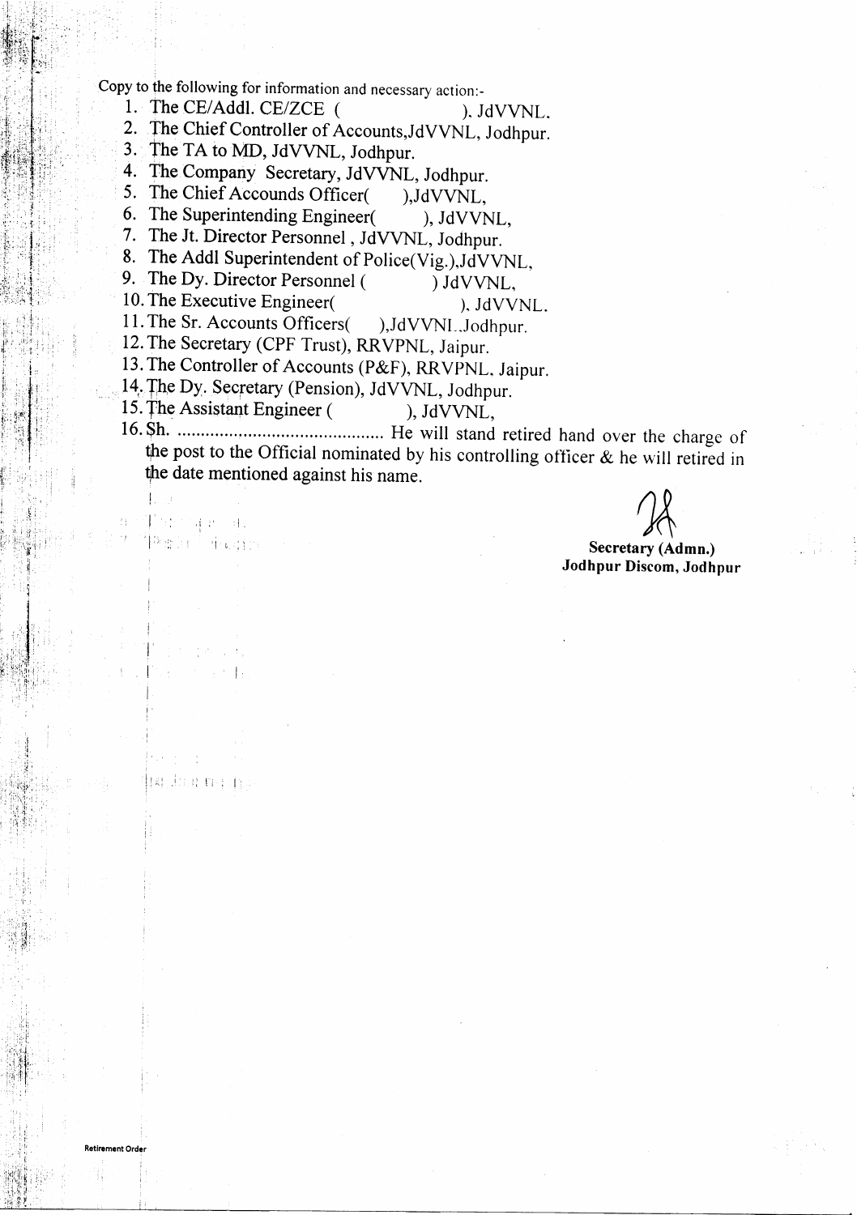Copy to the following for information and necessary action:-

1. The CE/Addl. CE/ZCE (                    ), JdVVNL.
2. The Chief Controller of Accounts,JdVVNL, Jodhpur.
3. The TA to MD, JdVVNL, Jodhpur.
4. The Company Secretary, JdVVNL, Jodhpur.
5. The Chief Accounds Officer(      ),JdVVNL,
6. The Superintending Engineer(        ), JdVVNL,
7. The Jt. Director Personnel , JdVVNL, Jodhpur.
8. The Addl Superintendent of Police(Vig.),JdVVNL,
9. The Dy. Director Personnel (            ) JdVVNL,
10. The Executive Engineer(                    ), JdVVNL.
11. The Sr. Accounts Officers(     ),JdVVNL.Jodhpur.
12. The Secretary (CPF Trust), RRVPNL, Jaipur.
13. The Controller of Accounts (P&F), RRVPNL, Jaipur.
14. The Dy. Secretary (Pension), JdVVNL, Jodhpur.
15. The Assistant Engineer (            ), JdVVNL,
16. Sh. ........................................... He will stand retired hand over the charge of the post to the Official nominated by his controlling officer & he will retired in the date mentioned against his name.

**Secretary (Admn.)**
**Jodhpur Discom, Jodhpur**

Retirement Order